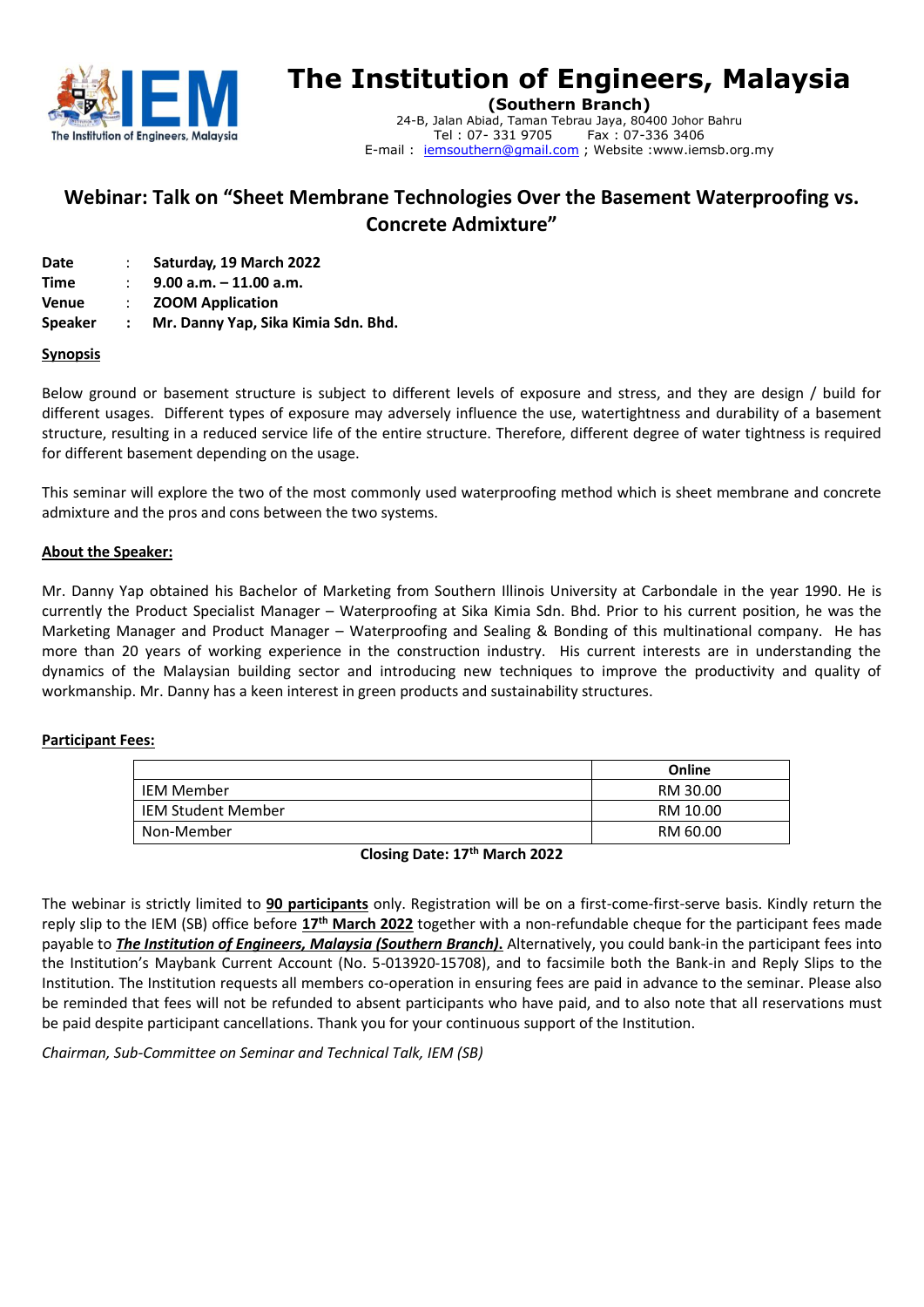# The Institution of Engineers, Malaysia

**(Southern Branch)**
24-B, Jalan Abiad, Taman Tebrau Jaya, 80400 Johor Bahru
Tel : 07- 331 9705 Fax : 07-336 3406
E-mail : iemsouthern@gmail.com ; Website :www.iemsb.org.my

## Webinar: Talk on "Sheet Membrane Technologies Over the Basement Waterproofing vs. Concrete Admixture"

**Date** : **Saturday, 19 March 2022**
**Time** : **9.00 a.m. – 11.00 a.m.**
**Venue** : **ZOOM Application**
**Speaker** : **Mr. Danny Yap, Sika Kimia Sdn. Bhd.**

**Synopsis**

Below ground or basement structure is subject to different levels of exposure and stress, and they are design / build for different usages. Different types of exposure may adversely influence the use, watertightness and durability of a basement structure, resulting in a reduced service life of the entire structure. Therefore, different degree of water tightness is required for different basement depending on the usage.

This seminar will explore the two of the most commonly used waterproofing method which is sheet membrane and concrete admixture and the pros and cons between the two systems.

**About the Speaker:**

Mr. Danny Yap obtained his Bachelor of Marketing from Southern Illinois University at Carbondale in the year 1990. He is currently the Product Specialist Manager – Waterproofing at Sika Kimia Sdn. Bhd. Prior to his current position, he was the Marketing Manager and Product Manager – Waterproofing and Sealing & Bonding of this multinational company. He has more than 20 years of working experience in the construction industry. His current interests are in understanding the dynamics of the Malaysian building sector and introducing new techniques to improve the productivity and quality of workmanship. Mr. Danny has a keen interest in green products and sustainability structures.

**Participant Fees:**

| | Online |
|---|---|
| IEM Member | RM 30.00 |
| IEM Student Member | RM 10.00 |
| Non-Member | RM 60.00 |

**Closing Date: 17th March 2022**

The webinar is strictly limited to **90 participants** only. Registration will be on a first-come-first-serve basis. Kindly return the reply slip to the IEM (SB) office before **17th March 2022** together with a non-refundable cheque for the participant fees made payable to ***The Institution of Engineers, Malaysia (Southern Branch).*** Alternatively, you could bank-in the participant fees into the Institution's Maybank Current Account (No. 5-013920-15708), and to facsimile both the Bank-in and Reply Slips to the Institution. The Institution requests all members co-operation in ensuring fees are paid in advance to the seminar. Please also be reminded that fees will not be refunded to absent participants who have paid, and to also note that all reservations must be paid despite participant cancellations. Thank you for your continuous support of the Institution.

*Chairman, Sub-Committee on Seminar and Technical Talk, IEM (SB)*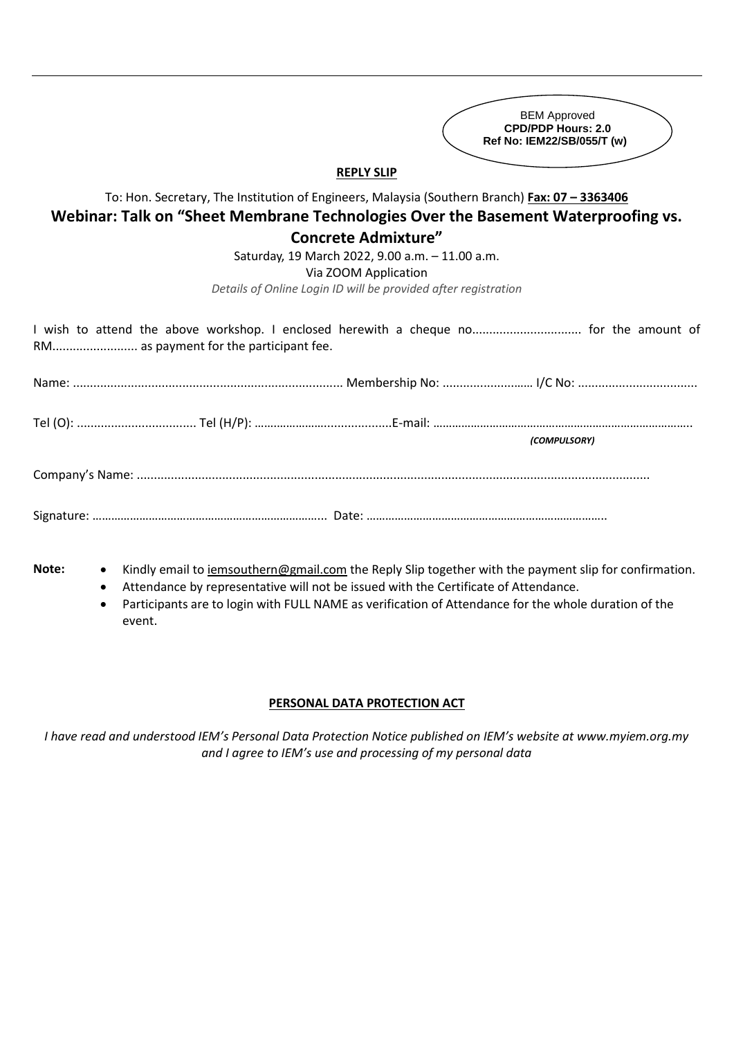BEM Approved
**CPD/PDP Hours: 2.0**
**Ref No: IEM22/SB/055/T (w)**

**REPLY SLIP**

To: Hon. Secretary, The Institution of Engineers, Malaysia (Southern Branch) **Fax: 07 – 3363406**

## Webinar: Talk on "Sheet Membrane Technologies Over the Basement Waterproofing vs. Concrete Admixture"

Saturday, 19 March 2022, 9.00 a.m. – 11.00 a.m.

Via ZOOM Application

*Details of Online Login ID will be provided after registration*

I wish to attend the above workshop. I enclosed herewith a cheque no................................ for the amount of RM......................... as payment for the participant fee.

Name: ............................................................................... Membership No: ........................... I/C No: ...................................

Tel (O): .................................. Tel (H/P): ..........................................E-mail: ..................................................................................
*(COMPULSORY)*

Company's Name: ...................................................................................................................................................

Signature: .......................................................................... Date: ...........................................................................

**Note:**

- Kindly email to iemsouthern@gmail.com the Reply Slip together with the payment slip for confirmation.
- Attendance by representative will not be issued with the Certificate of Attendance.
- Participants are to login with FULL NAME as verification of Attendance for the whole duration of the event.

**PERSONAL DATA PROTECTION ACT**

*I have read and understood IEM's Personal Data Protection Notice published on IEM's website at www.myiem.org.my and I agree to IEM's use and processing of my personal data*